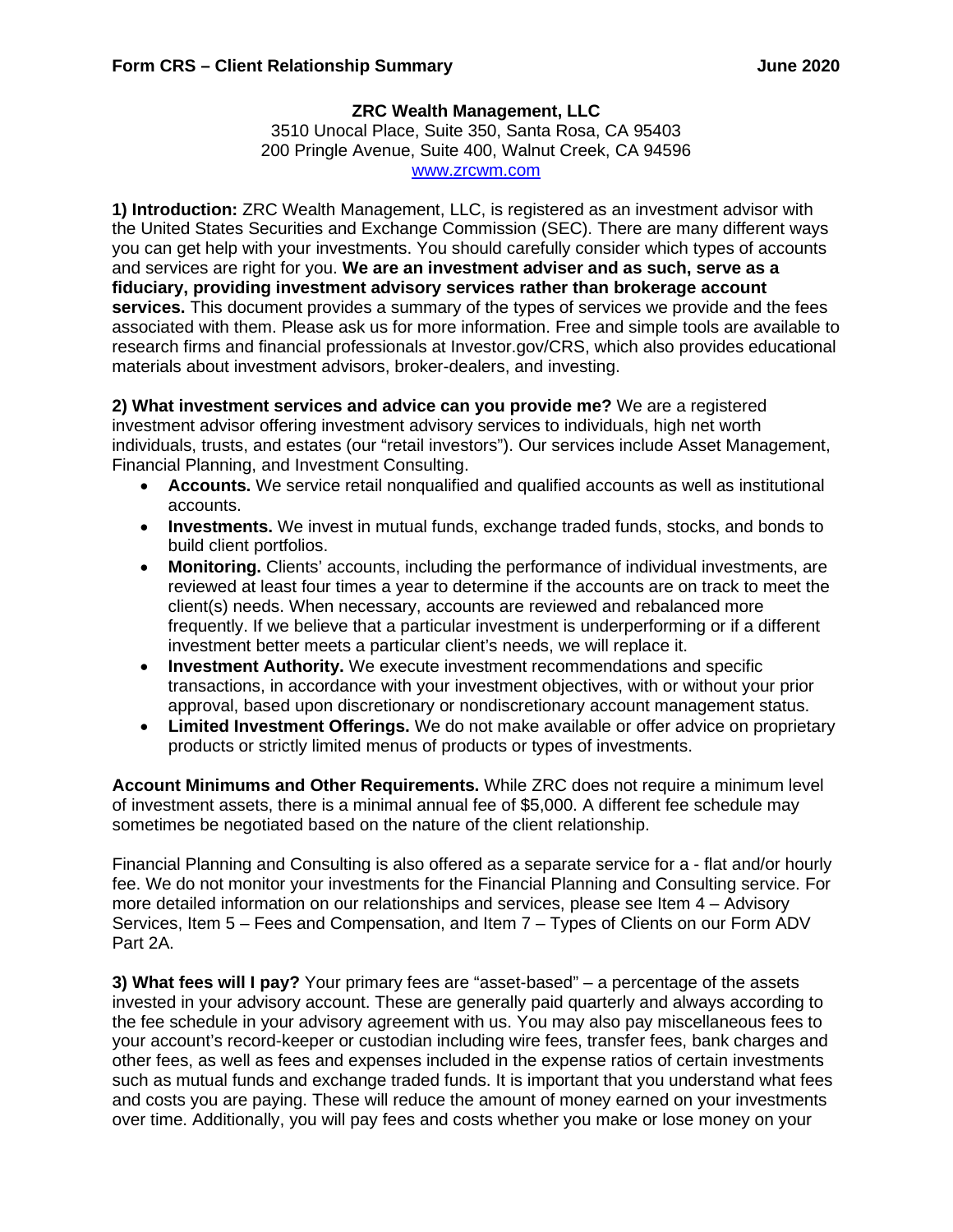**Form CRS – Client Relationship Summary** **June 2020**

**ZRC Wealth Management, LLC**
3510 Unocal Place, Suite 350, Santa Rosa, CA 95403
200 Pringle Avenue, Suite 400, Walnut Creek, CA 94596
www.zrcwm.com

**1) Introduction:** ZRC Wealth Management, LLC, is registered as an investment advisor with the United States Securities and Exchange Commission (SEC). There are many different ways you can get help with your investments. You should carefully consider which types of accounts and services are right for you. **We are an investment adviser and as such, serve as a fiduciary, providing investment advisory services rather than brokerage account services.** This document provides a summary of the types of services we provide and the fees associated with them. Please ask us for more information. Free and simple tools are available to research firms and financial professionals at Investor.gov/CRS, which also provides educational materials about investment advisors, broker-dealers, and investing.

**2) What investment services and advice can you provide me?** We are a registered investment advisor offering investment advisory services to individuals, high net worth individuals, trusts, and estates (our "retail investors"). Our services include Asset Management, Financial Planning, and Investment Consulting.

- **Accounts.** We service retail nonqualified and qualified accounts as well as institutional accounts.
- **Investments.** We invest in mutual funds, exchange traded funds, stocks, and bonds to build client portfolios.
- **Monitoring.** Clients' accounts, including the performance of individual investments, are reviewed at least four times a year to determine if the accounts are on track to meet the client(s) needs. When necessary, accounts are reviewed and rebalanced more frequently. If we believe that a particular investment is underperforming or if a different investment better meets a particular client's needs, we will replace it.
- **Investment Authority.** We execute investment recommendations and specific transactions, in accordance with your investment objectives, with or without your prior approval, based upon discretionary or nondiscretionary account management status.
- **Limited Investment Offerings.** We do not make available or offer advice on proprietary products or strictly limited menus of products or types of investments.

**Account Minimums and Other Requirements.** While ZRC does not require a minimum level of investment assets, there is a minimal annual fee of $5,000. A different fee schedule may sometimes be negotiated based on the nature of the client relationship.

Financial Planning and Consulting is also offered as a separate service for a - flat and/or hourly fee. We do not monitor your investments for the Financial Planning and Consulting service. For more detailed information on our relationships and services, please see Item 4 – Advisory Services, Item 5 – Fees and Compensation, and Item 7 – Types of Clients on our Form ADV Part 2A.

**3) What fees will I pay?** Your primary fees are "asset-based" – a percentage of the assets invested in your advisory account. These are generally paid quarterly and always according to the fee schedule in your advisory agreement with us. You may also pay miscellaneous fees to your account's record-keeper or custodian including wire fees, transfer fees, bank charges and other fees, as well as fees and expenses included in the expense ratios of certain investments such as mutual funds and exchange traded funds. It is important that you understand what fees and costs you are paying. These will reduce the amount of money earned on your investments over time. Additionally, you will pay fees and costs whether you make or lose money on your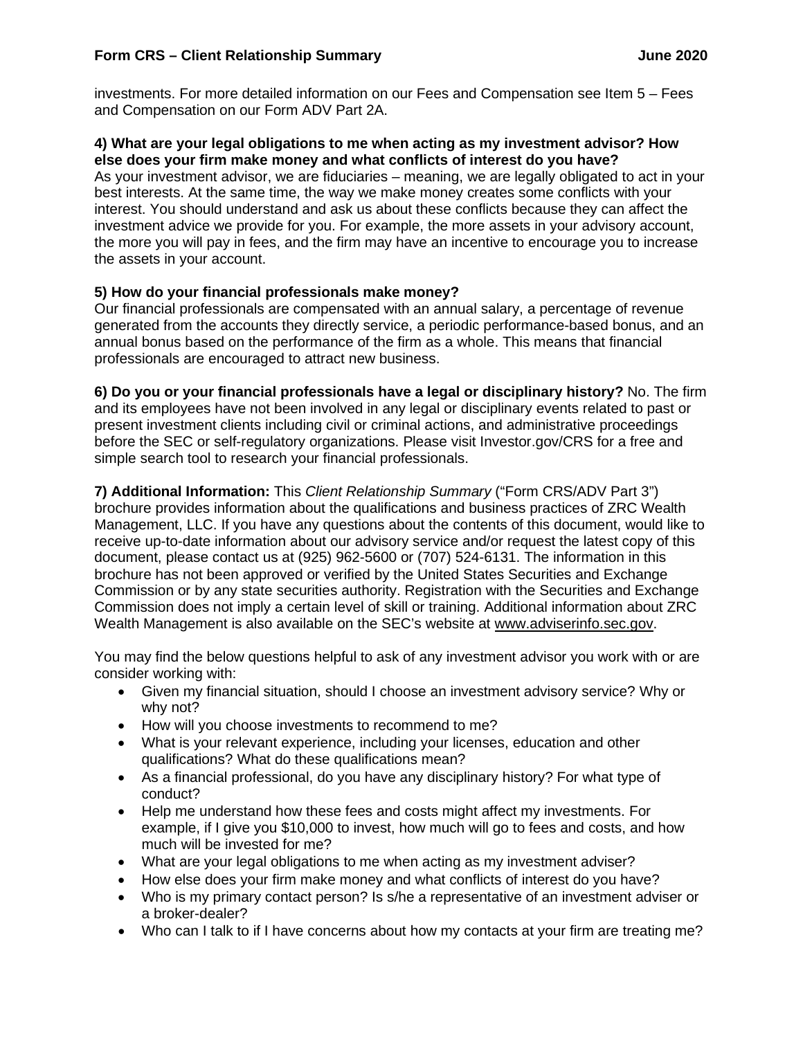investments. For more detailed information on our Fees and Compensation see Item 5 – Fees and Compensation on our Form ADV Part 2A.

**4) What are your legal obligations to me when acting as my investment advisor? How else does your firm make money and what conflicts of interest do you have?**
As your investment advisor, we are fiduciaries – meaning, we are legally obligated to act in your best interests. At the same time, the way we make money creates some conflicts with your interest. You should understand and ask us about these conflicts because they can affect the investment advice we provide for you. For example, the more assets in your advisory account, the more you will pay in fees, and the firm may have an incentive to encourage you to increase the assets in your account.

**5) How do your financial professionals make money?**
Our financial professionals are compensated with an annual salary, a percentage of revenue generated from the accounts they directly service, a periodic performance-based bonus, and an annual bonus based on the performance of the firm as a whole. This means that financial professionals are encouraged to attract new business.

**6) Do you or your financial professionals have a legal or disciplinary history?** No. The firm and its employees have not been involved in any legal or disciplinary events related to past or present investment clients including civil or criminal actions, and administrative proceedings before the SEC or self-regulatory organizations. Please visit Investor.gov/CRS for a free and simple search tool to research your financial professionals.

**7) Additional Information:** This *Client Relationship Summary* ("Form CRS/ADV Part 3") brochure provides information about the qualifications and business practices of ZRC Wealth Management, LLC. If you have any questions about the contents of this document, would like to receive up-to-date information about our advisory service and/or request the latest copy of this document, please contact us at (925) 962-5600 or (707) 524-6131. The information in this brochure has not been approved or verified by the United States Securities and Exchange Commission or by any state securities authority. Registration with the Securities and Exchange Commission does not imply a certain level of skill or training. Additional information about ZRC Wealth Management is also available on the SEC's website at www.adviserinfo.sec.gov.

You may find the below questions helpful to ask of any investment advisor you work with or are consider working with:

- Given my financial situation, should I choose an investment advisory service? Why or why not?
- How will you choose investments to recommend to me?
- What is your relevant experience, including your licenses, education and other qualifications? What do these qualifications mean?
- As a financial professional, do you have any disciplinary history? For what type of conduct?
- Help me understand how these fees and costs might affect my investments. For example, if I give you $10,000 to invest, how much will go to fees and costs, and how much will be invested for me?
- What are your legal obligations to me when acting as my investment adviser?
- How else does your firm make money and what conflicts of interest do you have?
- Who is my primary contact person? Is s/he a representative of an investment adviser or a broker-dealer?
- Who can I talk to if I have concerns about how my contacts at your firm are treating me?